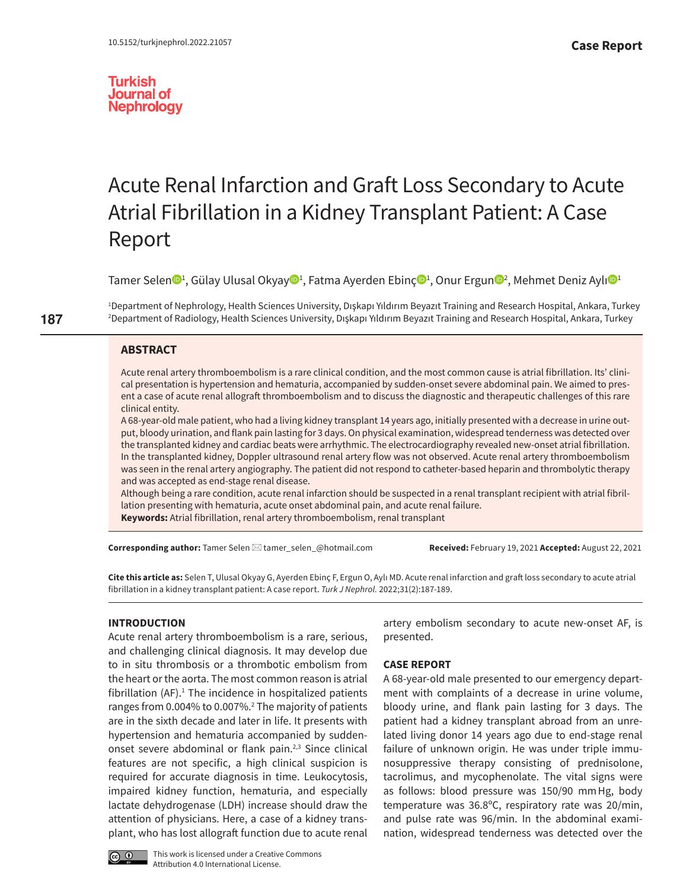Case Report

10.5152/turkjnephrol.2022.21057

Turkish Journal of Nephrology

# Acute Renal Infarction and Graft Loss Secondary to Acute Atrial Fibrillation in a Kidney Transplant Patient: A Case Report

Tamer Selen[1], Gülay Ulusal Okyay[1], Fatma Ayerden Ebinç[1], Onur Ergun[2], Mehmet Deniz Aylı[1]

[1]Department of Nephrology, Health Sciences University, Dışkapı Yıldırım Beyazıt Training and Research Hospital, Ankara, Turkey
[2]Department of Radiology, Health Sciences University, Dışkapı Yıldırım Beyazıt Training and Research Hospital, Ankara, Turkey

## ABSTRACT

Acute renal artery thromboembolism is a rare clinical condition, and the most common cause is atrial fibrillation. Its' clinical presentation is hypertension and hematuria, accompanied by sudden-onset severe abdominal pain. We aimed to present a case of acute renal allograft thromboembolism and to discuss the diagnostic and therapeutic challenges of this rare clinical entity.

A 68-year-old male patient, who had a living kidney transplant 14 years ago, initially presented with a decrease in urine output, bloody urination, and flank pain lasting for 3 days. On physical examination, widespread tenderness was detected over the transplanted kidney and cardiac beats were arrhythmic. The electrocardiography revealed new-onset atrial fibrillation. In the transplanted kidney, Doppler ultrasound renal artery flow was not observed. Acute renal artery thromboembolism was seen in the renal artery angiography. The patient did not respond to catheter-based heparin and thrombolytic therapy and was accepted as end-stage renal disease.

Although being a rare condition, acute renal infarction should be suspected in a renal transplant recipient with atrial fibrillation presenting with hematuria, acute onset abdominal pain, and acute renal failure.

**Keywords:** Atrial fibrillation, renal artery thromboembolism, renal transplant

**Corresponding author:** Tamer Selen ✉ tamer_selen_@hotmail.com

**Received:** February 19, 2021 **Accepted:** August 22, 2021

**Cite this article as:** Selen T, Ulusal Okyay G, Ayerden Ebinç F, Ergun O, Aylı MD. Acute renal infarction and graft loss secondary to acute atrial fibrillation in a kidney transplant patient: A case report. *Turk J Nephrol.* 2022;31(2):187-189.

## INTRODUCTION

Acute renal artery thromboembolism is a rare, serious, and challenging clinical diagnosis. It may develop due to in situ thrombosis or a thrombotic embolism from the heart or the aorta. The most common reason is atrial fibrillation (AF).[1] The incidence in hospitalized patients ranges from 0.004% to 0.007%.[2] The majority of patients are in the sixth decade and later in life. It presents with hypertension and hematuria accompanied by sudden-onset severe abdominal or flank pain.[2,3] Since clinical features are not specific, a high clinical suspicion is required for accurate diagnosis in time. Leukocytosis, impaired kidney function, hematuria, and especially lactate dehydrogenase (LDH) increase should draw the attention of physicians. Here, a case of a kidney transplant, who has lost allograft function due to acute renal artery embolism secondary to acute new-onset AF, is presented.

## CASE REPORT

A 68-year-old male presented to our emergency department with complaints of a decrease in urine volume, bloody urine, and flank pain lasting for 3 days. The patient had a kidney transplant abroad from an unrelated living donor 14 years ago due to end-stage renal failure of unknown origin. He was under triple immunosuppressive therapy consisting of prednisolone, tacrolimus, and mycophenolate. The vital signs were as follows: blood pressure was 150/90 mm Hg, body temperature was 36.8°C, respiratory rate was 20/min, and pulse rate was 96/min. In the abdominal examination, widespread tenderness was detected over the

This work is licensed under a Creative Commons Attribution 4.0 International License.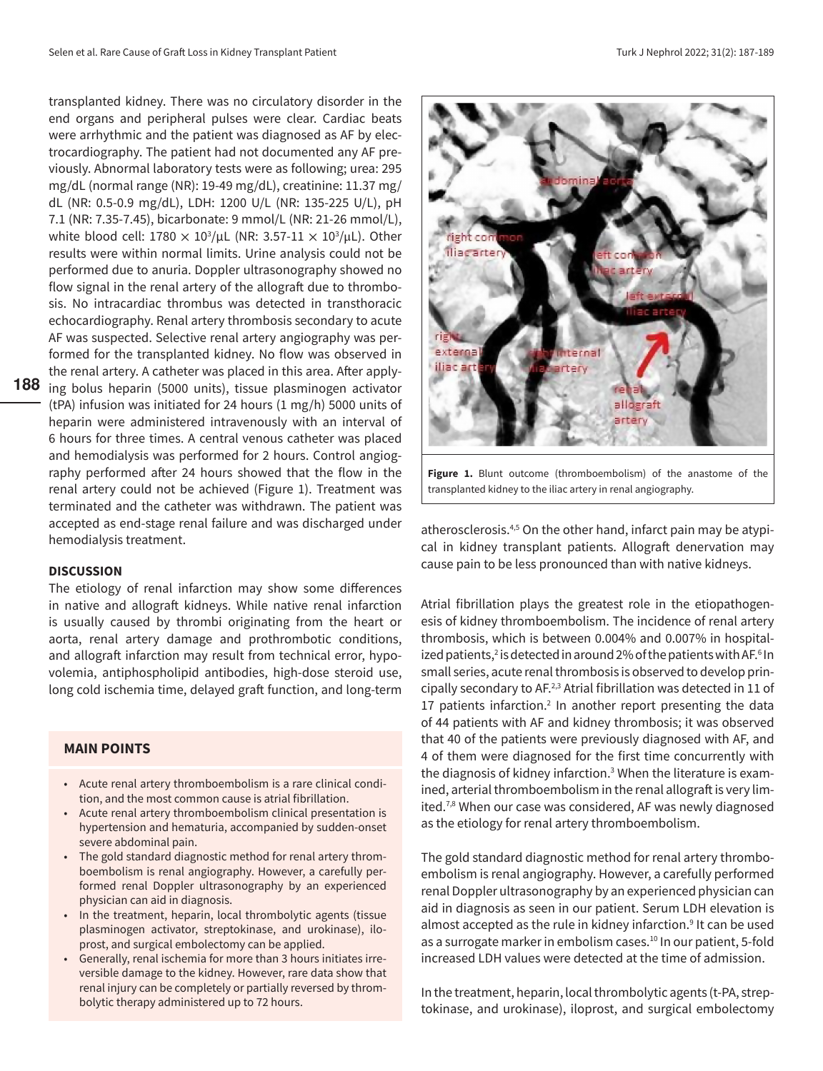transplanted kidney. There was no circulatory disorder in the end organs and peripheral pulses were clear. Cardiac beats were arrhythmic and the patient was diagnosed as AF by electrocardiography. The patient had not documented any AF previously. Abnormal laboratory tests were as following; urea: 295 mg/dL (normal range (NR): 19-49 mg/dL), creatinine: 11.37 mg/dL (NR: 0.5-0.9 mg/dL), LDH: 1200 U/L (NR: 135-225 U/L), pH 7.1 (NR: 7.35-7.45), bicarbonate: 9 mmol/L (NR: 21-26 mmol/L), white blood cell: $1780 \times 10^3/\mu L$ (NR: $3.57\text{-}11 \times 10^3/\mu L$). Other results were within normal limits. Urine analysis could not be performed due to anuria. Doppler ultrasonography showed no flow signal in the renal artery of the allograft due to thrombosis. No intracardiac thrombus was detected in transthoracic echocardiography. Renal artery thrombosis secondary to acute AF was suspected. Selective renal artery angiography was performed for the transplanted kidney. No flow was observed in the renal artery. A catheter was placed in this area. After applying bolus heparin (5000 units), tissue plasminogen activator (tPA) infusion was initiated for 24 hours (1 mg/h) 5000 units of heparin were administered intravenously with an interval of 6 hours for three times. A central venous catheter was placed and hemodialysis was performed for 2 hours. Control angiography performed after 24 hours showed that the flow in the renal artery could not be achieved (Figure 1). Treatment was terminated and the catheter was withdrawn. The patient was accepted as end-stage renal failure and was discharged under hemodialysis treatment.

**Figure 1.** Blunt outcome (thromboembolism) of the anastome of the transplanted kidney to the iliac artery in renal angiography.

## DISCUSSION

The etiology of renal infarction may show some differences in native and allograft kidneys. While native renal infarction is usually caused by thrombi originating from the heart or aorta, renal artery damage and prothrombotic conditions, and allograft infarction may result from technical error, hypovolemia, antiphospholipid antibodies, high-dose steroid use, long cold ischemia time, delayed graft function, and long-term atherosclerosis.[4,5] On the other hand, infarct pain may be atypical in kidney transplant patients. Allograft denervation may cause pain to be less pronounced than with native kidneys.

Atrial fibrillation plays the greatest role in the etiopathogenesis of kidney thromboembolism. The incidence of renal artery thrombosis, which is between 0.004% and 0.007% in hospitalized patients,[2] is detected in around 2% of the patients with AF.[6] In small series, acute renal thrombosis is observed to develop principally secondary to AF.[2,3] Atrial fibrillation was detected in 11 of 17 patients infarction.[2] In another report presenting the data of 44 patients with AF and kidney thrombosis; it was observed that 40 of the patients were previously diagnosed with AF, and 4 of them were diagnosed for the first time concurrently with the diagnosis of kidney infarction.[3] When the literature is examined, arterial thromboembolism in the renal allograft is very limited.[7,8] When our case was considered, AF was newly diagnosed as the etiology for renal artery thromboembolism.

The gold standard diagnostic method for renal artery thromboembolism is renal angiography. However, a carefully performed renal Doppler ultrasonography by an experienced physician can aid in diagnosis as seen in our patient. Serum LDH elevation is almost accepted as the rule in kidney infarction.[9] It can be used as a surrogate marker in embolism cases.[10] In our patient, 5-fold increased LDH values were detected at the time of admission.

In the treatment, heparin, local thrombolytic agents (t-PA, streptokinase, and urokinase), iloprost, and surgical embolectomy

### MAIN POINTS

- Acute renal artery thromboembolism is a rare clinical condition, and the most common cause is atrial fibrillation.
- Acute renal artery thromboembolism clinical presentation is hypertension and hematuria, accompanied by sudden-onset severe abdominal pain.
- The gold standard diagnostic method for renal artery thromboembolism is renal angiography. However, a carefully performed renal Doppler ultrasonography by an experienced physician can aid in diagnosis.
- In the treatment, heparin, local thrombolytic agents (tissue plasminogen activator, streptokinase, and urokinase), iloprost, and surgical embolectomy can be applied.
- Generally, renal ischemia for more than 3 hours initiates irreversible damage to the kidney. However, rare data show that renal injury can be completely or partially reversed by thrombolytic therapy administered up to 72 hours.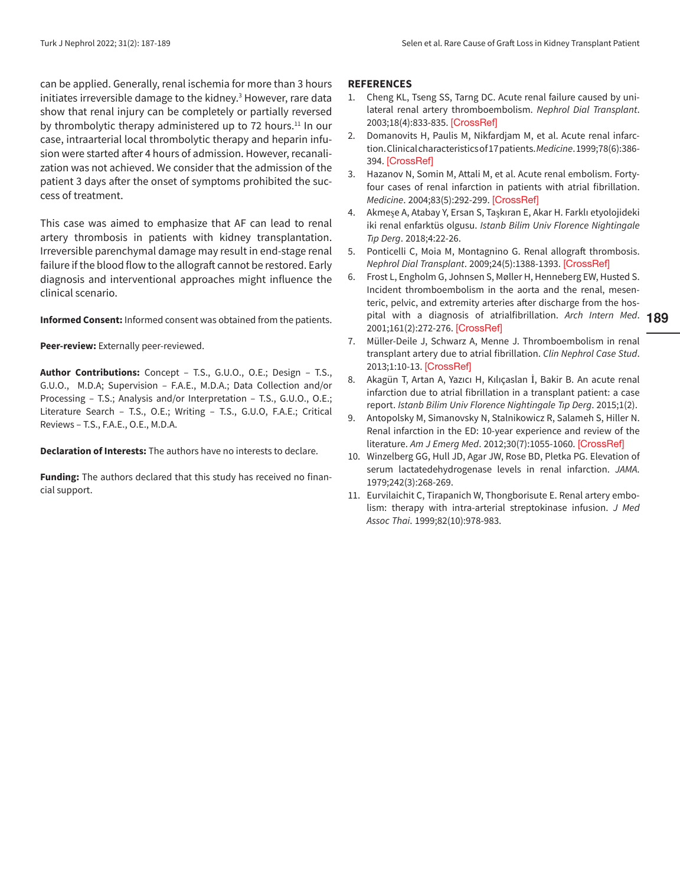can be applied. Generally, renal ischemia for more than 3 hours initiates irreversible damage to the kidney.[3] However, rare data show that renal injury can be completely or partially reversed by thrombolytic therapy administered up to 72 hours.[11] In our case, intraarterial local thrombolytic therapy and heparin infusion were started after 4 hours of admission. However, recanalization was not achieved. We consider that the admission of the patient 3 days after the onset of symptoms prohibited the success of treatment.

This case was aimed to emphasize that AF can lead to renal artery thrombosis in patients with kidney transplantation. Irreversible parenchymal damage may result in end-stage renal failure if the blood flow to the allograft cannot be restored. Early diagnosis and interventional approaches might influence the clinical scenario.

**Informed Consent:** Informed consent was obtained from the patients.

**Peer-review:** Externally peer-reviewed.

**Author Contributions:** Concept – T.S., G.U.O., O.E.; Design – T.S., G.U.O., M.D.A; Supervision – F.A.E., M.D.A.; Data Collection and/or Processing – T.S.; Analysis and/or Interpretation – T.S., G.U.O., O.E.; Literature Search – T.S., O.E.; Writing – T.S., G.U.O, F.A.E.; Critical Reviews – T.S., F.A.E., O.E., M.D.A.

**Declaration of Interests:** The authors have no interests to declare.

**Funding:** The authors declared that this study has received no financial support.

## REFERENCES

1. Cheng KL, Tseng SS, Tarng DC. Acute renal failure caused by unilateral renal artery thromboembolism. *Nephrol Dial Transplant*. 2003;18(4):833-835. [CrossRef]
2. Domanovits H, Paulis M, Nikfardjam M, et al. Acute renal infarction. Clinical characteristics of 17 patients. *Medicine*. 1999;78(6):386-394. [CrossRef]
3. Hazanov N, Somin M, Attali M, et al. Acute renal embolism. Forty-four cases of renal infarction in patients with atrial fibrillation. *Medicine*. 2004;83(5):292-299. [CrossRef]
4. Akmeşe A, Atabay Y, Ersan S, Taşkıran E, Akar H. Farklı etyolojideki iki renal enfarktüs olgusu. *Istanb Bilim Univ Florence Nightingale Tıp Derg*. 2018;4:22-26.
5. Ponticelli C, Moia M, Montagnino G. Renal allograft thrombosis. *Nephrol Dial Transplant*. 2009;24(5):1388-1393. [CrossRef]
6. Frost L, Engholm G, Johnsen S, Møller H, Henneberg EW, Husted S. Incident thromboembolism in the aorta and the renal, mesenteric, pelvic, and extremity arteries after discharge from the hospital with a diagnosis of atrialfibrillation. *Arch Intern Med*. 2001;161(2):272-276. [CrossRef]
7. Müller-Deile J, Schwarz A, Menne J. Thromboembolism in renal transplant artery due to atrial fibrillation. *Clin Nephrol Case Stud*. 2013;1:10-13. [CrossRef]
8. Akagün T, Artan A, Yazıcı H, Kılıçaslan İ, Bakir B. An acute renal infarction due to atrial fibrillation in a transplant patient: a case report. *Istanb Bilim Univ Florence Nightingale Tıp Derg*. 2015;1(2).
9. Antopolsky M, Simanovsky N, Stalnikowicz R, Salameh S, Hiller N. Renal infarction in the ED: 10-year experience and review of the literature. *Am J Emerg Med*. 2012;30(7):1055-1060. [CrossRef]
10. Winzelberg GG, Hull JD, Agar JW, Rose BD, Pletka PG. Elevation of serum lactatedehydrogenase levels in renal infarction. *JAMA*. 1979;242(3):268-269.
11. Eurvilaichit C, Tirapanich W, Thongborisute E. Renal artery embolism: therapy with intra-arterial streptokinase infusion. *J Med Assoc Thai*. 1999;82(10):978-983.